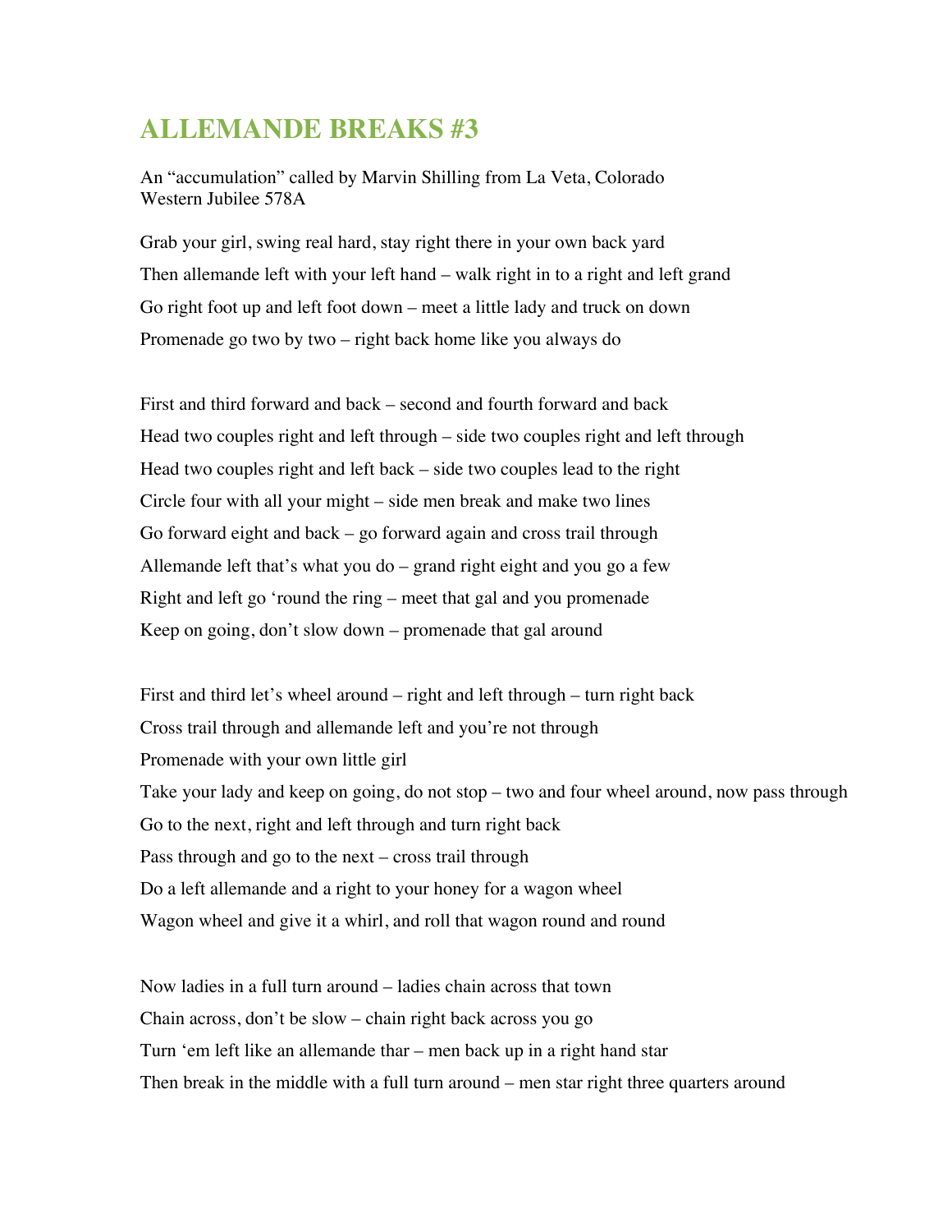# ALLEMANDE BREAKS #3

An "accumulation" called by Marvin Shilling from La Veta, Colorado
Western Jubilee 578A

Grab your girl, swing real hard, stay right there in your own back yard

Then allemande left with your left hand – walk right in to a right and left grand

Go right foot up and left foot down – meet a little lady and truck on down

Promenade go two by two – right back home like you always do

First and third forward and back – second and fourth forward and back

Head two couples right and left through – side two couples right and left through

Head two couples right and left back – side two couples lead to the right

Circle four with all your might – side men break and make two lines

Go forward eight and back – go forward again and cross trail through

Allemande left that's what you do – grand right eight and you go a few

Right and left go 'round the ring – meet that gal and you promenade

Keep on going, don't slow down – promenade that gal around

First and third let's wheel around – right and left through – turn right back

Cross trail through and allemande left and you're not through

Promenade with your own little girl

Take your lady and keep on going, do not stop – two and four wheel around, now pass through

Go to the next, right and left through and turn right back

Pass through and go to the next – cross trail through

Do a left allemande and a right to your honey for a wagon wheel

Wagon wheel and give it a whirl, and roll that wagon round and round

Now ladies in a full turn around – ladies chain across that town

Chain across, don't be slow – chain right back across you go

Turn 'em left like an allemande thar – men back up in a right hand star

Then break in the middle with a full turn around – men star right three quarters around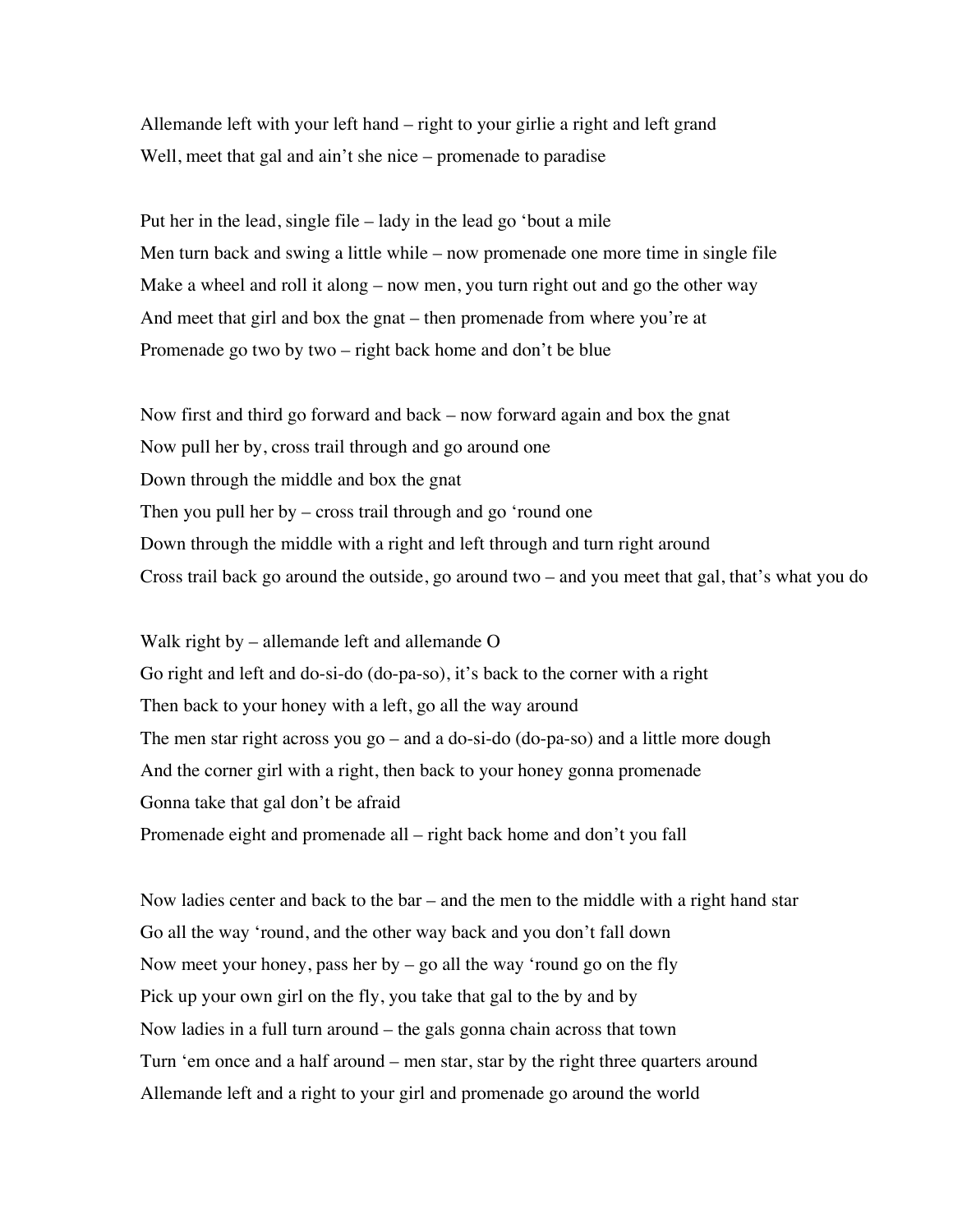Allemande left with your left hand – right to your girlie a right and left grand
Well, meet that gal and ain't she nice – promenade to paradise

Put her in the lead, single file – lady in the lead go 'bout a mile
Men turn back and swing a little while – now promenade one more time in single file
Make a wheel and roll it along – now men, you turn right out and go the other way
And meet that girl and box the gnat – then promenade from where you're at
Promenade go two by two – right back home and don't be blue

Now first and third go forward and back – now forward again and box the gnat
Now pull her by, cross trail through and go around one
Down through the middle and box the gnat
Then you pull her by – cross trail through and go 'round one
Down through the middle with a right and left through and turn right around
Cross trail back go around the outside, go around two – and you meet that gal, that's what you do

Walk right by – allemande left and allemande O
Go right and left and do-si-do (do-pa-so), it's back to the corner with a right
Then back to your honey with a left, go all the way around
The men star right across you go – and a do-si-do (do-pa-so) and a little more dough
And the corner girl with a right, then back to your honey gonna promenade
Gonna take that gal don't be afraid
Promenade eight and promenade all – right back home and don't you fall

Now ladies center and back to the bar – and the men to the middle with a right hand star
Go all the way 'round, and the other way back and you don't fall down
Now meet your honey, pass her by – go all the way 'round go on the fly
Pick up your own girl on the fly, you take that gal to the by and by
Now ladies in a full turn around – the gals gonna chain across that town
Turn 'em once and a half around – men star, star by the right three quarters around
Allemande left and a right to your girl and promenade go around the world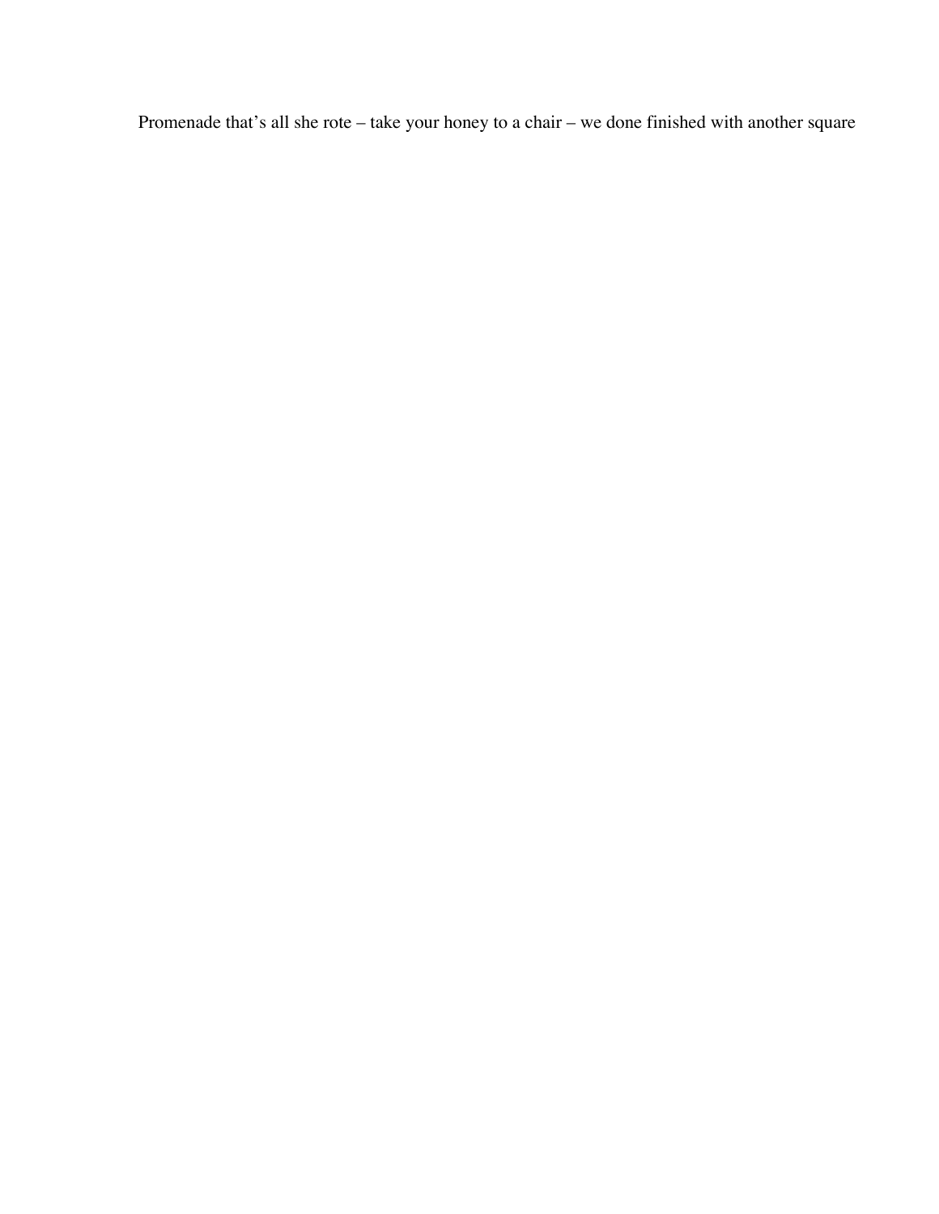Promenade that's all she rote – take your honey to a chair – we done finished with another square